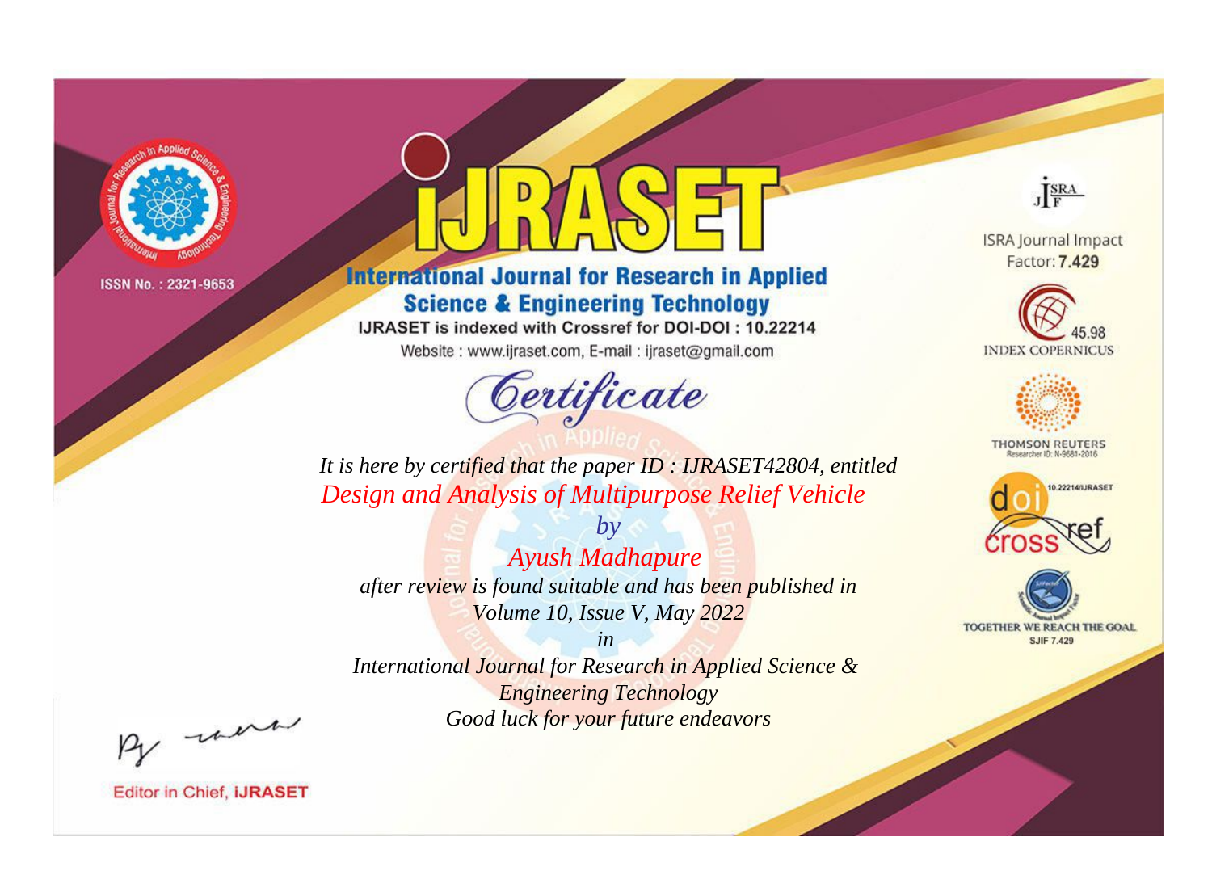ISSN No. : 2321-9653

# IJRASET

## International Journal for Research in Applied Science & Engineering Technology

IJRASET is indexed with Crossref for DOI-DOI : 10.22214

Website : www.ijraset.com, E-mail : ijraset@gmail.com

ISRA Journal Impact Factor: **7.429**

45.98 INDEX COPERNICUS

THOMSON REUTERS Researcher ID: N-9681-2016

10.22214/IJRASET

TOGETHER WE REACH THE GOAL SJIF 7.429

# Certificate

*It is here by certified that the paper ID : IJRASET42804, entitled*

*Design and Analysis of Multipurpose Relief Vehicle*

*by*

*Ayush Madhapure*

*after review is found suitable and has been published in*

*Volume 10, Issue V, May 2022*

*in*

*International Journal for Research in Applied Science & Engineering Technology*

*Good luck for your future endeavors*

Editor in Chief, **iJRASET**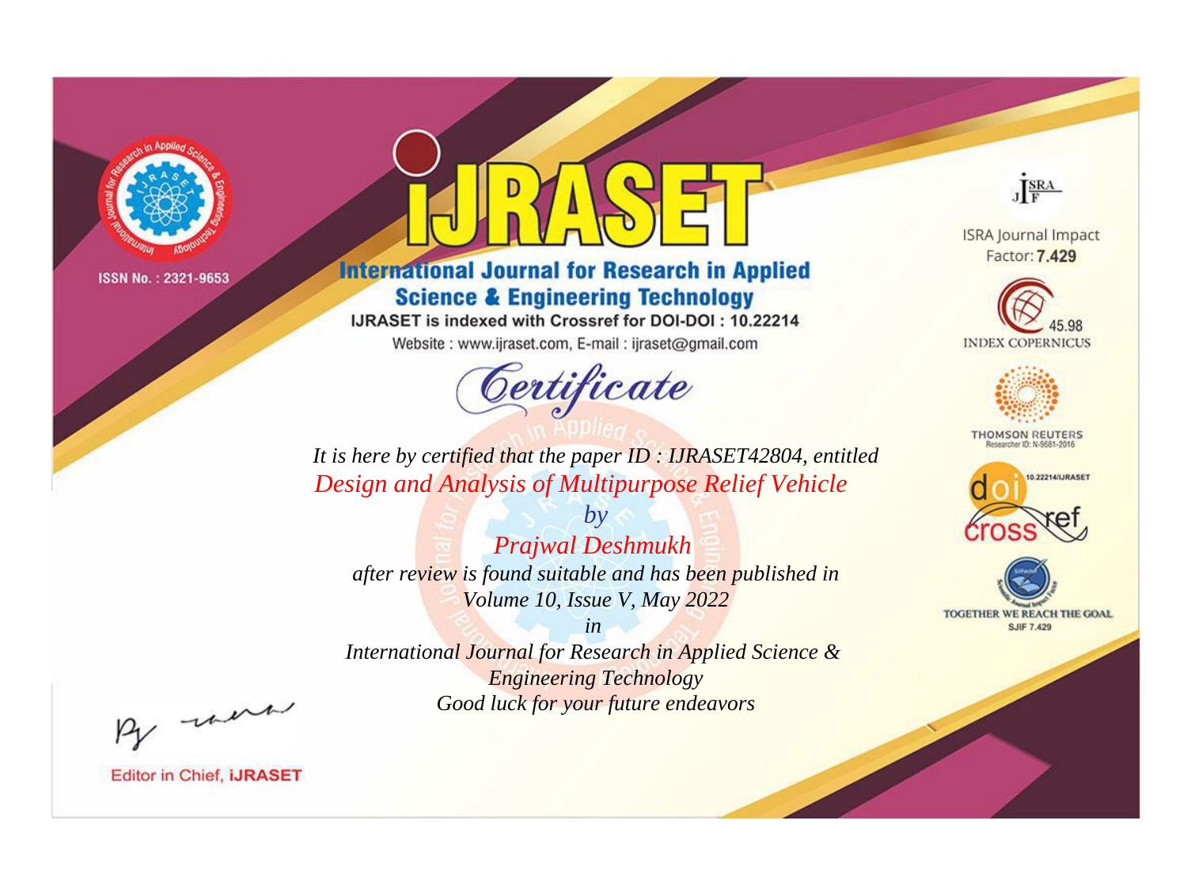ISSN No. : 2321-9653

# iJRASET

## International Journal for Research in Applied Science & Engineering Technology

IJRASET is indexed with Crossref for DOI-DOI : 10.22214

Website : www.ijraset.com, E-mail : ijraset@gmail.com

*Certificate*

*It is here by certified that the paper ID : IJRASET42804, entitled*

*Design and Analysis of Multipurpose Relief Vehicle*

*by*

*Prajwal Deshmukh*

*after review is found suitable and has been published in*

*Volume 10, Issue V, May 2022*

*in*

*International Journal for Research in Applied Science & Engineering Technology*

*Good luck for your future endeavors*

ISRA Journal Impact Factor: **7.429**

45.98 INDEX COPERNICUS

THOMSON REUTERS Researcher ID: N-9681-2016

10.22214/IJRASET

TOGETHER WE REACH THE GOAL SJIF 7.429

Editor in Chief, **iJRASET**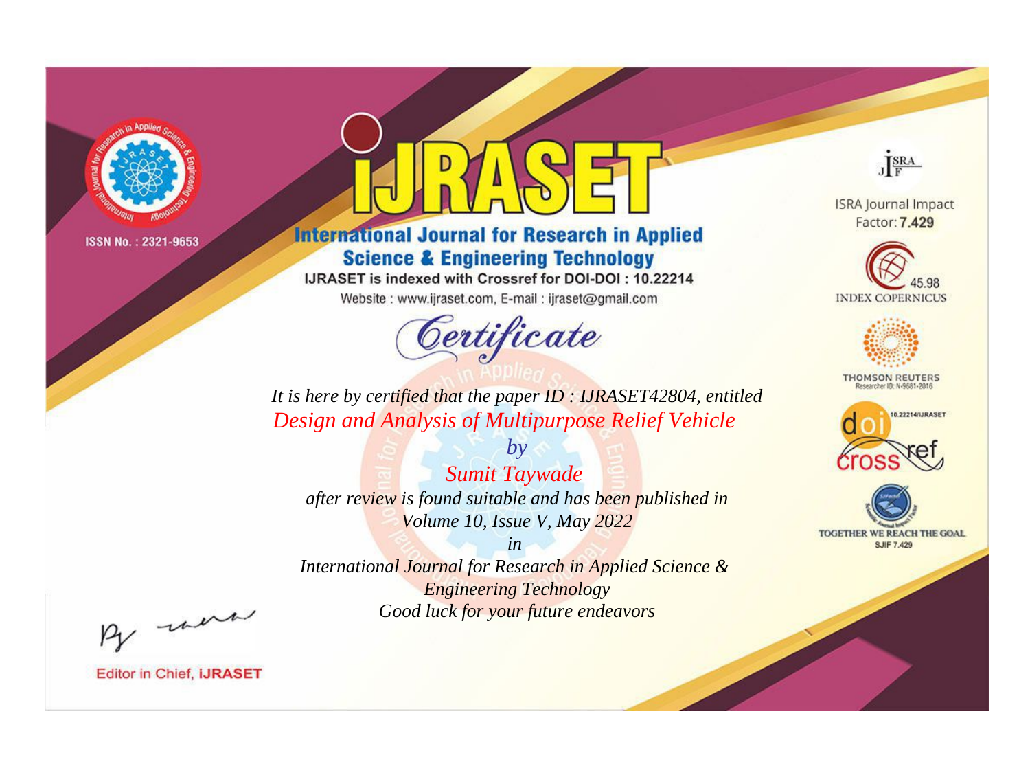ISSN No. : 2321-9653

# iJRASET

## International Journal for Research in Applied Science & Engineering Technology

IJRASET is indexed with Crossref for DOI-DOI : 10.22214

Website : www.ijraset.com, E-mail : ijraset@gmail.com

*Certificate*

*It is here by certified that the paper ID : IJRASET42804, entitled*

*Design and Analysis of Multipurpose Relief Vehicle*

*by*

*Sumit Taywade*

*after review is found suitable and has been published in*

*Volume 10, Issue V, May 2022*

*in*

*International Journal for Research in Applied Science & Engineering Technology*

*Good luck for your future endeavors*

ISRA Journal Impact Factor: **7.429**

45.98 INDEX COPERNICUS

THOMSON REUTERS Researcher ID: N-9681-2016

10.22214/IJRASET

TOGETHER WE REACH THE GOAL SJIF 7.429

Editor in Chief, **iJRASET**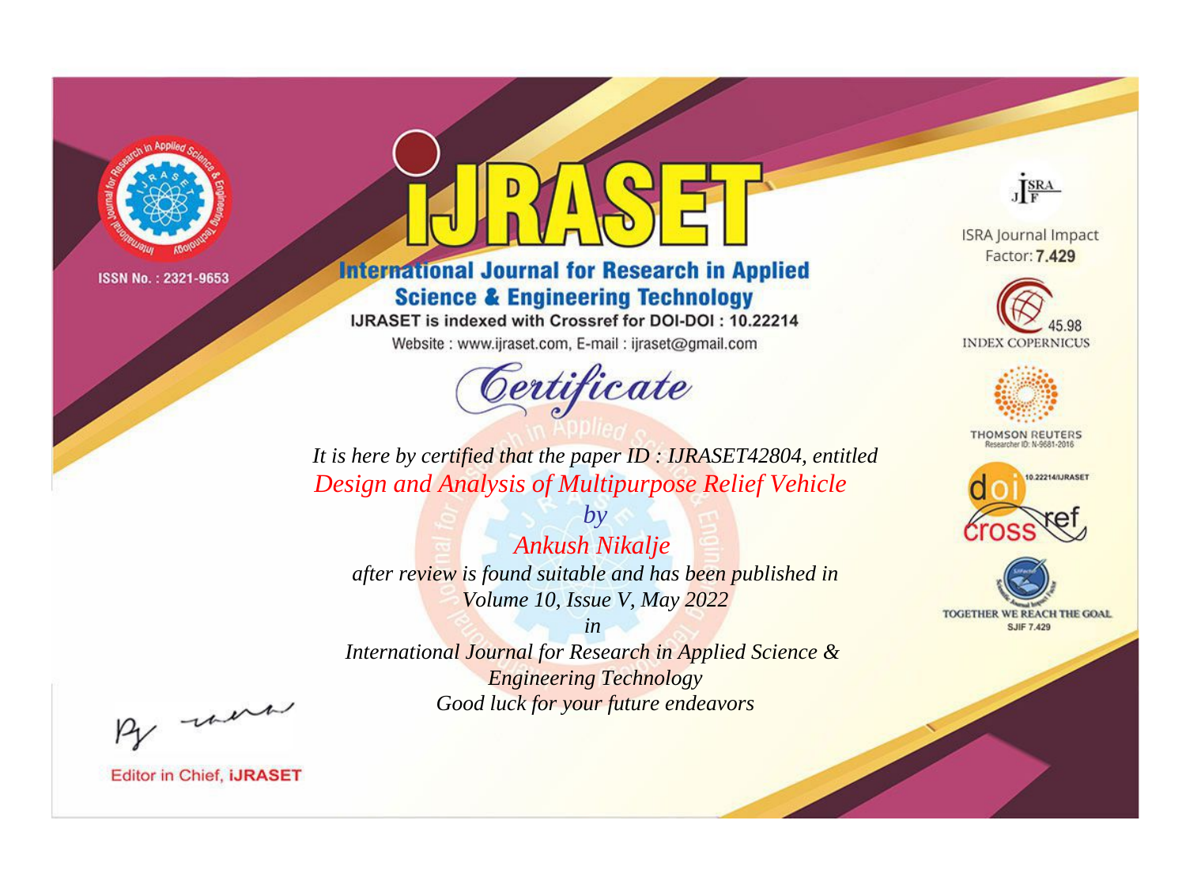ISSN No. : 2321-9653

# IJRASET

## International Journal for Research in Applied Science & Engineering Technology

IJRASET is indexed with Crossref for DOI-DOI : 10.22214

Website : www.ijraset.com, E-mail : ijraset@gmail.com

*Certificate*

*It is here by certified that the paper ID : IJRASET42804, entitled*

*Design and Analysis of Multipurpose Relief Vehicle*

*by*

*Ankush Nikalje*

*after review is found suitable and has been published in*

*Volume 10, Issue V, May 2022*

*in*

*International Journal for Research in Applied Science & Engineering Technology*

*Good luck for your future endeavors*

ISRA Journal Impact Factor: **7.429**

45.98 INDEX COPERNICUS

THOMSON REUTERS Researcher ID: N-9681-2016

10.22214/IJRASET

TOGETHER WE REACH THE GOAL SJIF 7.429

Editor in Chief, **iJRASET**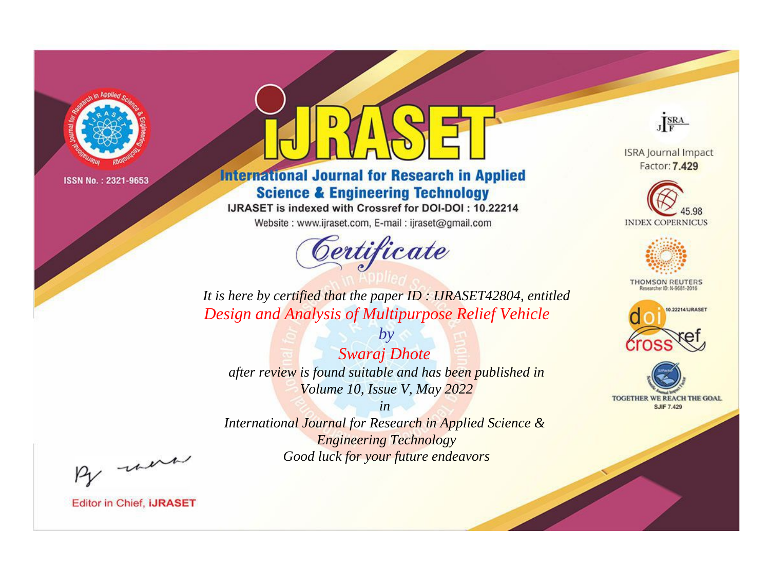ISSN No. : 2321-9653

# iJRASET

## International Journal for Research in Applied Science & Engineering Technology

IJRASET is indexed with Crossref for DOI-DOI : 10.22214

Website : www.ijraset.com, E-mail : ijraset@gmail.com

ISRA Journal Impact Factor: **7.429**

45.98 INDEX COPERNICUS

THOMSON REUTERS Researcher ID: N-9681-2016

10.22214/IJRASET

TOGETHER WE REACH THE GOAL SJIF 7.429

## *Certificate*

*It is here by certified that the paper ID : IJRASET42804, entitled*

*Design and Analysis of Multipurpose Relief Vehicle*

*by*

*Swaraj Dhote*

*after review is found suitable and has been published in*

*Volume 10, Issue V, May 2022*

*in*

*International Journal for Research in Applied Science & Engineering Technology*

*Good luck for your future endeavors*

Editor in Chief, **iJRASET**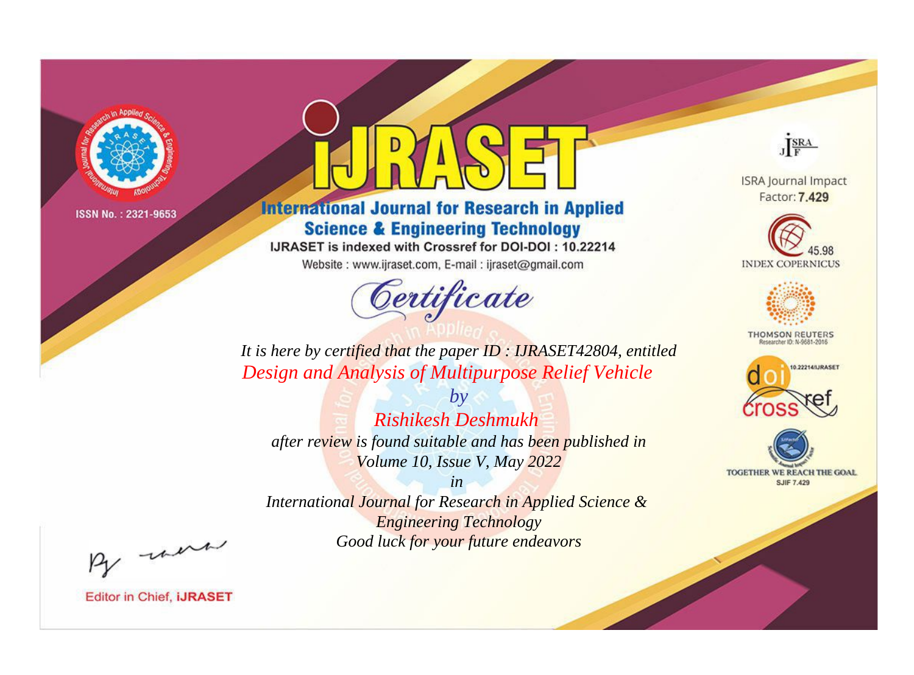ISSN No. : 2321-9653

# iJRASET

## International Journal for Research in Applied Science & Engineering Technology

IJRASET is indexed with Crossref for DOI-DOI : 10.22214

Website : www.ijraset.com, E-mail : ijraset@gmail.com

# *Certificate*

*It is here by certified that the paper ID : IJRASET42804, entitled*

*Design and Analysis of Multipurpose Relief Vehicle*

*by*

*Rishikesh Deshmukh*

*after review is found suitable and has been published in*

*Volume 10, Issue V, May 2022*

*in*

*International Journal for Research in Applied Science & Engineering Technology*

*Good luck for your future endeavors*

ISRA Journal Impact Factor: **7.429**

45.98 INDEX COPERNICUS

THOMSON REUTERS Researcher ID: N-9681-2016

10.22214/IJRASET

TOGETHER WE REACH THE GOAL SJIF 7.429

Editor in Chief, **iJRASET**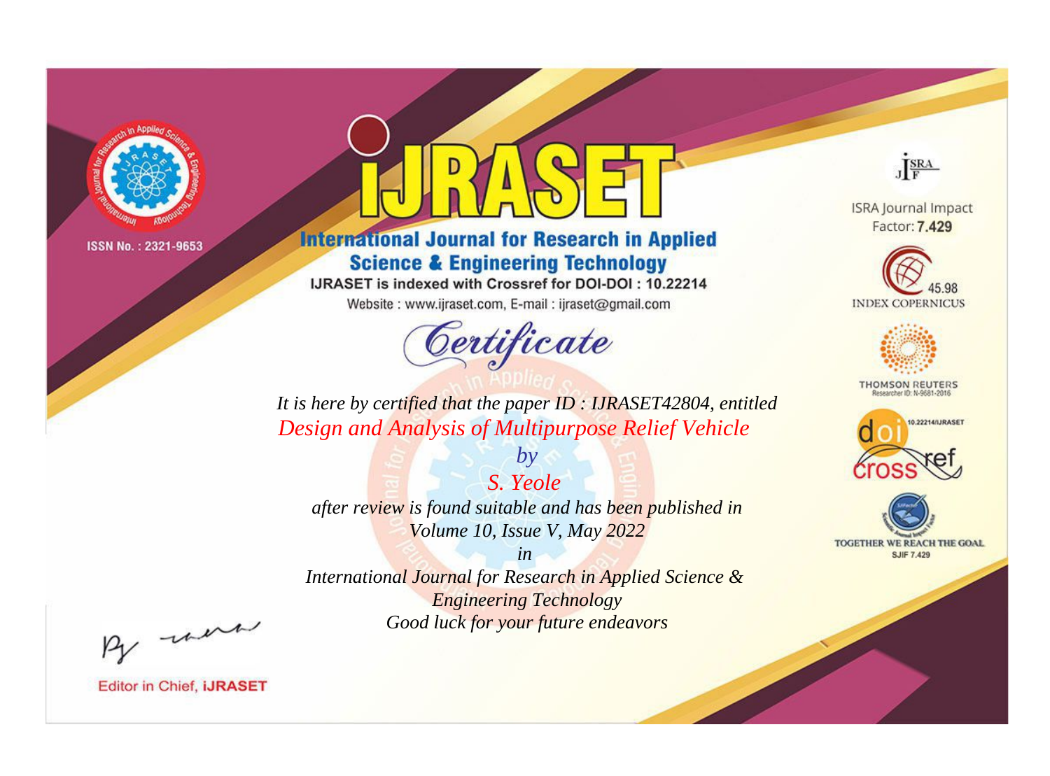ISSN No. : 2321-9653

# iJRASET

## International Journal for Research in Applied Science & Engineering Technology

IJRASET is indexed with Crossref for DOI-DOI : 10.22214

Website : www.ijraset.com, E-mail : ijraset@gmail.com

*Certificate*

*It is here by certified that the paper ID : IJRASET42804, entitled*

*Design and Analysis of Multipurpose Relief Vehicle*

*by*

*S. Yeole*

*after review is found suitable and has been published in*

*Volume 10, Issue V, May 2022*

*in*

*International Journal for Research in Applied Science & Engineering Technology*

*Good luck for your future endeavors*

ISRA Journal Impact Factor: **7.429**

45.98 INDEX COPERNICUS

THOMSON REUTERS Researcher ID: N-9681-2016

10.22214/IJRASET

TOGETHER WE REACH THE GOAL SJIF 7.429

Editor in Chief, **iJRASET**